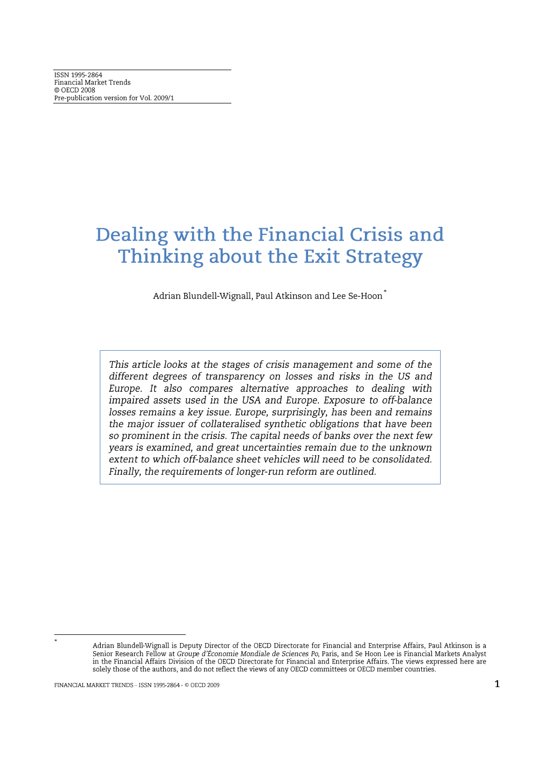ISSN 1995-2864
Financial Market Trends
© OECD 2008
Pre-publication version for Vol. 2009/1

# Dealing with the Financial Crisis and Thinking about the Exit Strategy

Adrian Blundell-Wignall, Paul Atkinson and Lee Se-Hoon*

*This article looks at the stages of crisis management and some of the different degrees of transparency on losses and risks in the US and Europe. It also compares alternative approaches to dealing with impaired assets used in the USA and Europe. Exposure to off-balance losses remains a key issue. Europe, surprisingly, has been and remains the major issuer of collateralised synthetic obligations that have been so prominent in the crisis. The capital needs of banks over the next few years is examined, and great uncertainties remain due to the unknown extent to which off-balance sheet vehicles will need to be consolidated. Finally, the requirements of longer-run reform are outlined.*

---

\* Adrian Blundell-Wignall is Deputy Director of the OECD Directorate for Financial and Enterprise Affairs, Paul Atkinson is a Senior Research Fellow at *Groupe d'Économie Mondiale de Sciences Po*, Paris, and Se Hoon Lee is Financial Markets Analyst in the Financial Affairs Division of the OECD Directorate for Financial and Enterprise Affairs. The views expressed here are solely those of the authors, and do not reflect the views of any OECD committees or OECD member countries.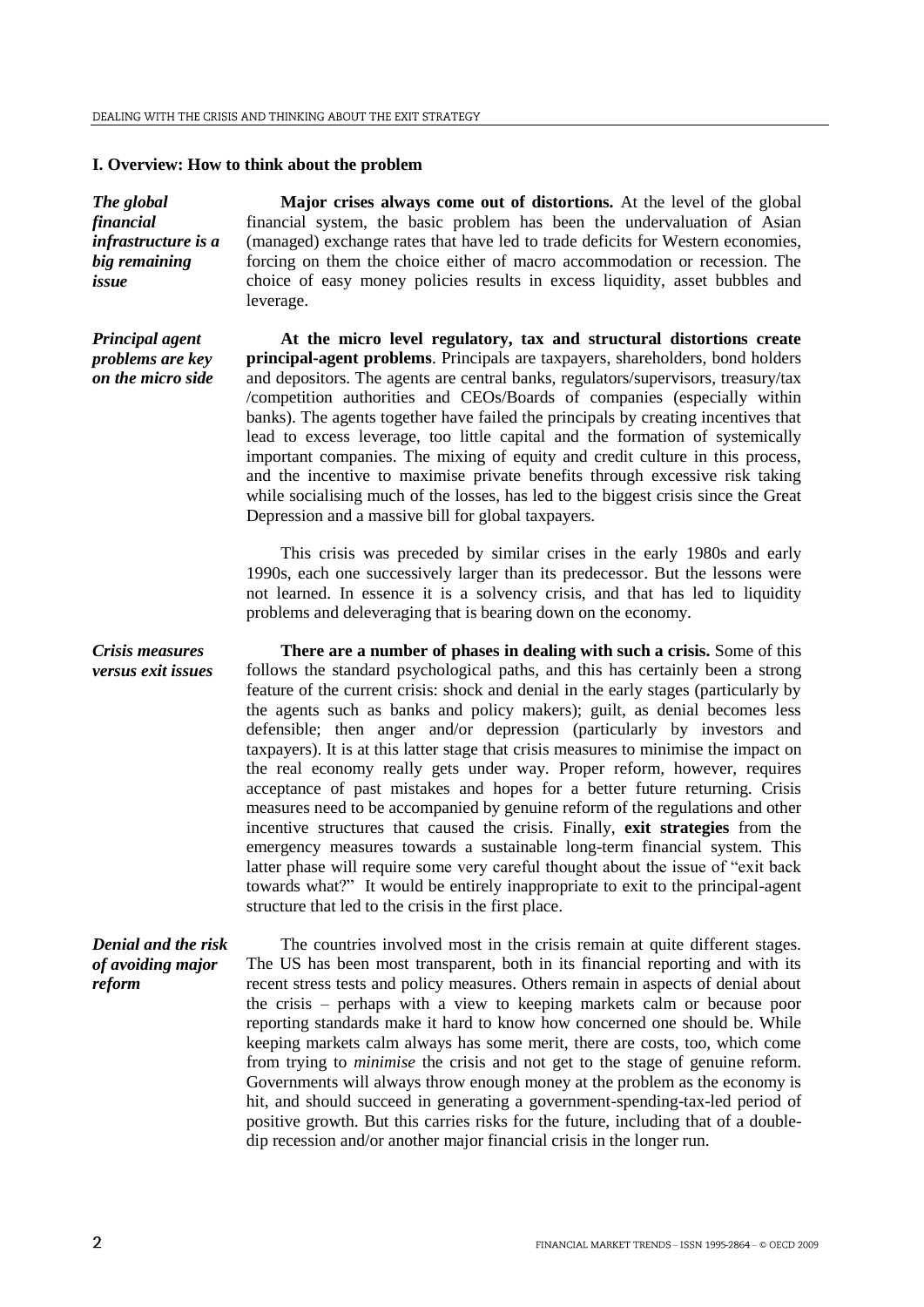## I. Overview: How to think about the problem

*The global financial infrastructure is a big remaining issue*

**Major crises always come out of distortions.** At the level of the global financial system, the basic problem has been the undervaluation of Asian (managed) exchange rates that have led to trade deficits for Western economies, forcing on them the choice either of macro accommodation or recession. The choice of easy money policies results in excess liquidity, asset bubbles and leverage.

*Principal agent problems are key on the micro side*

**At the micro level regulatory, tax and structural distortions create principal-agent problems**. Principals are taxpayers, shareholders, bond holders and depositors. The agents are central banks, regulators/supervisors, treasury/tax /competition authorities and CEOs/Boards of companies (especially within banks). The agents together have failed the principals by creating incentives that lead to excess leverage, too little capital and the formation of systemically important companies. The mixing of equity and credit culture in this process, and the incentive to maximise private benefits through excessive risk taking while socialising much of the losses, has led to the biggest crisis since the Great Depression and a massive bill for global taxpayers.

This crisis was preceded by similar crises in the early 1980s and early 1990s, each one successively larger than its predecessor. But the lessons were not learned. In essence it is a solvency crisis, and that has led to liquidity problems and deleveraging that is bearing down on the economy.

*Crisis measures versus exit issues*

**There are a number of phases in dealing with such a crisis.** Some of this follows the standard psychological paths, and this has certainly been a strong feature of the current crisis: shock and denial in the early stages (particularly by the agents such as banks and policy makers); guilt, as denial becomes less defensible; then anger and/or depression (particularly by investors and taxpayers). It is at this latter stage that crisis measures to minimise the impact on the real economy really gets under way. Proper reform, however, requires acceptance of past mistakes and hopes for a better future returning. Crisis measures need to be accompanied by genuine reform of the regulations and other incentive structures that caused the crisis. Finally, **exit strategies** from the emergency measures towards a sustainable long-term financial system. This latter phase will require some very careful thought about the issue of "exit back towards what?" It would be entirely inappropriate to exit to the principal-agent structure that led to the crisis in the first place.

*Denial and the risk of avoiding major reform*

The countries involved most in the crisis remain at quite different stages. The US has been most transparent, both in its financial reporting and with its recent stress tests and policy measures. Others remain in aspects of denial about the crisis – perhaps with a view to keeping markets calm or because poor reporting standards make it hard to know how concerned one should be. While keeping markets calm always has some merit, there are costs, too, which come from trying to *minimise* the crisis and not get to the stage of genuine reform. Governments will always throw enough money at the problem as the economy is hit, and should succeed in generating a government-spending-tax-led period of positive growth. But this carries risks for the future, including that of a double-dip recession and/or another major financial crisis in the longer run.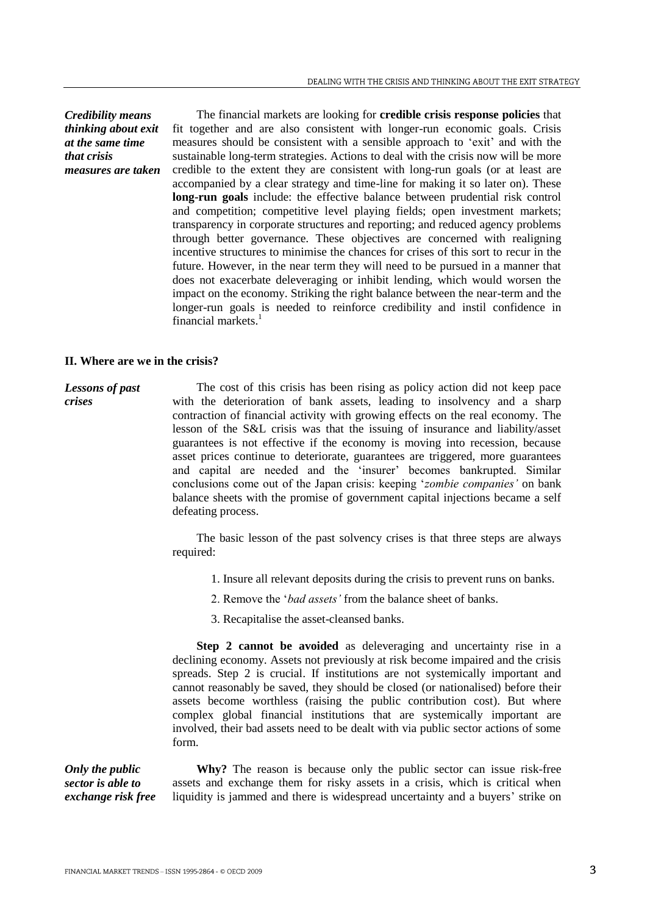*Credibility means thinking about exit at the same time that crisis measures are taken*

The financial markets are looking for **credible crisis response policies** that fit together and are also consistent with longer-run economic goals. Crisis measures should be consistent with a sensible approach to 'exit' and with the sustainable long-term strategies. Actions to deal with the crisis now will be more credible to the extent they are consistent with long-run goals (or at least are accompanied by a clear strategy and time-line for making it so later on). These **long-run goals** include: the effective balance between prudential risk control and competition; competitive level playing fields; open investment markets; transparency in corporate structures and reporting; and reduced agency problems through better governance. These objectives are concerned with realigning incentive structures to minimise the chances for crises of this sort to recur in the future. However, in the near term they will need to be pursued in a manner that does not exacerbate deleveraging or inhibit lending, which would worsen the impact on the economy. Striking the right balance between the near-term and the longer-run goals is needed to reinforce credibility and instil confidence in financial markets.[1]

## II. Where are we in the crisis?

*Lessons of past crises*

The cost of this crisis has been rising as policy action did not keep pace with the deterioration of bank assets, leading to insolvency and a sharp contraction of financial activity with growing effects on the real economy. The lesson of the S&L crisis was that the issuing of insurance and liability/asset guarantees is not effective if the economy is moving into recession, because asset prices continue to deteriorate, guarantees are triggered, more guarantees and capital are needed and the 'insurer' becomes bankrupted. Similar conclusions come out of the Japan crisis: keeping '*zombie companies'* on bank balance sheets with the promise of government capital injections became a self defeating process.

The basic lesson of the past solvency crises is that three steps are always required:

1. Insure all relevant deposits during the crisis to prevent runs on banks.
2. Remove the '*bad assets'* from the balance sheet of banks.
3. Recapitalise the asset-cleansed banks.

**Step 2 cannot be avoided** as deleveraging and uncertainty rise in a declining economy. Assets not previously at risk become impaired and the crisis spreads. Step 2 is crucial. If institutions are not systemically important and cannot reasonably be saved, they should be closed (or nationalised) before their assets become worthless (raising the public contribution cost). But where complex global financial institutions that are systemically important are involved, their bad assets need to be dealt with via public sector actions of some form.

*Only the public sector is able to exchange risk free*

**Why?** The reason is because only the public sector can issue risk-free assets and exchange them for risky assets in a crisis, which is critical when liquidity is jammed and there is widespread uncertainty and a buyers' strike on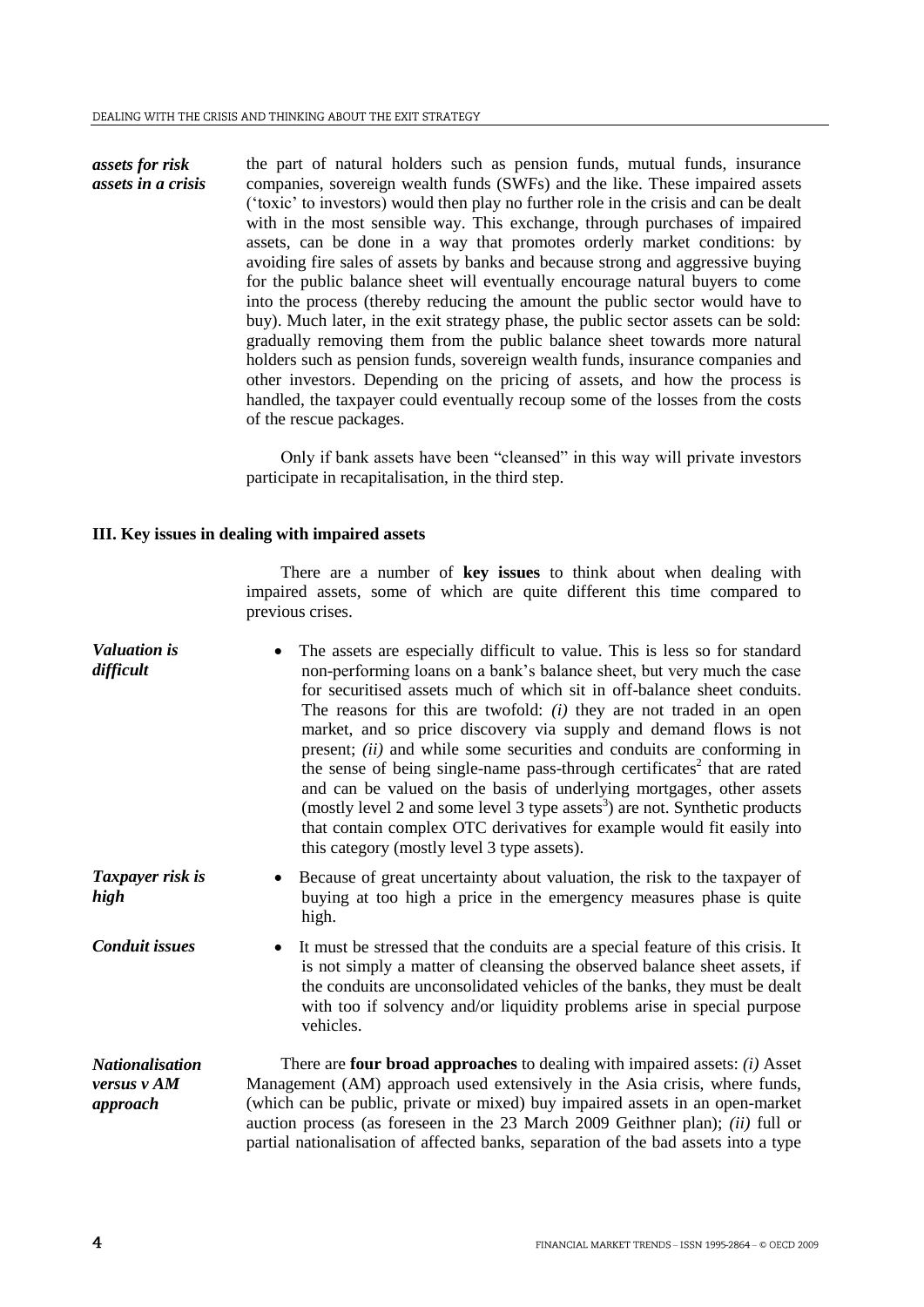*assets for risk assets in a crisis*

the part of natural holders such as pension funds, mutual funds, insurance companies, sovereign wealth funds (SWFs) and the like. These impaired assets ('toxic' to investors) would then play no further role in the crisis and can be dealt with in the most sensible way. This exchange, through purchases of impaired assets, can be done in a way that promotes orderly market conditions: by avoiding fire sales of assets by banks and because strong and aggressive buying for the public balance sheet will eventually encourage natural buyers to come into the process (thereby reducing the amount the public sector would have to buy). Much later, in the exit strategy phase, the public sector assets can be sold: gradually removing them from the public balance sheet towards more natural holders such as pension funds, sovereign wealth funds, insurance companies and other investors. Depending on the pricing of assets, and how the process is handled, the taxpayer could eventually recoup some of the losses from the costs of the rescue packages.

Only if bank assets have been "cleansed" in this way will private investors participate in recapitalisation, in the third step.

### III. Key issues in dealing with impaired assets

There are a number of **key issues** to think about when dealing with impaired assets, some of which are quite different this time compared to previous crises.

*Valuation is difficult*

- The assets are especially difficult to value. This is less so for standard non-performing loans on a bank's balance sheet, but very much the case for securitised assets much of which sit in off-balance sheet conduits. The reasons for this are twofold: *(i)* they are not traded in an open market, and so price discovery via supply and demand flows is not present; *(ii)* and while some securities and conduits are conforming in the sense of being single-name pass-through certificates[2] that are rated and can be valued on the basis of underlying mortgages, other assets (mostly level 2 and some level 3 type assets[3]) are not. Synthetic products that contain complex OTC derivatives for example would fit easily into this category (mostly level 3 type assets).

*Taxpayer risk is high*

- Because of great uncertainty about valuation, the risk to the taxpayer of buying at too high a price in the emergency measures phase is quite high.

*Conduit issues*

- It must be stressed that the conduits are a special feature of this crisis. It is not simply a matter of cleansing the observed balance sheet assets, if the conduits are unconsolidated vehicles of the banks, they must be dealt with too if solvency and/or liquidity problems arise in special purpose vehicles.

*Nationalisation versus v AM approach*

There are **four broad approaches** to dealing with impaired assets: *(i)* Asset Management (AM) approach used extensively in the Asia crisis, where funds, (which can be public, private or mixed) buy impaired assets in an open-market auction process (as foreseen in the 23 March 2009 Geithner plan); *(ii)* full or partial nationalisation of affected banks, separation of the bad assets into a type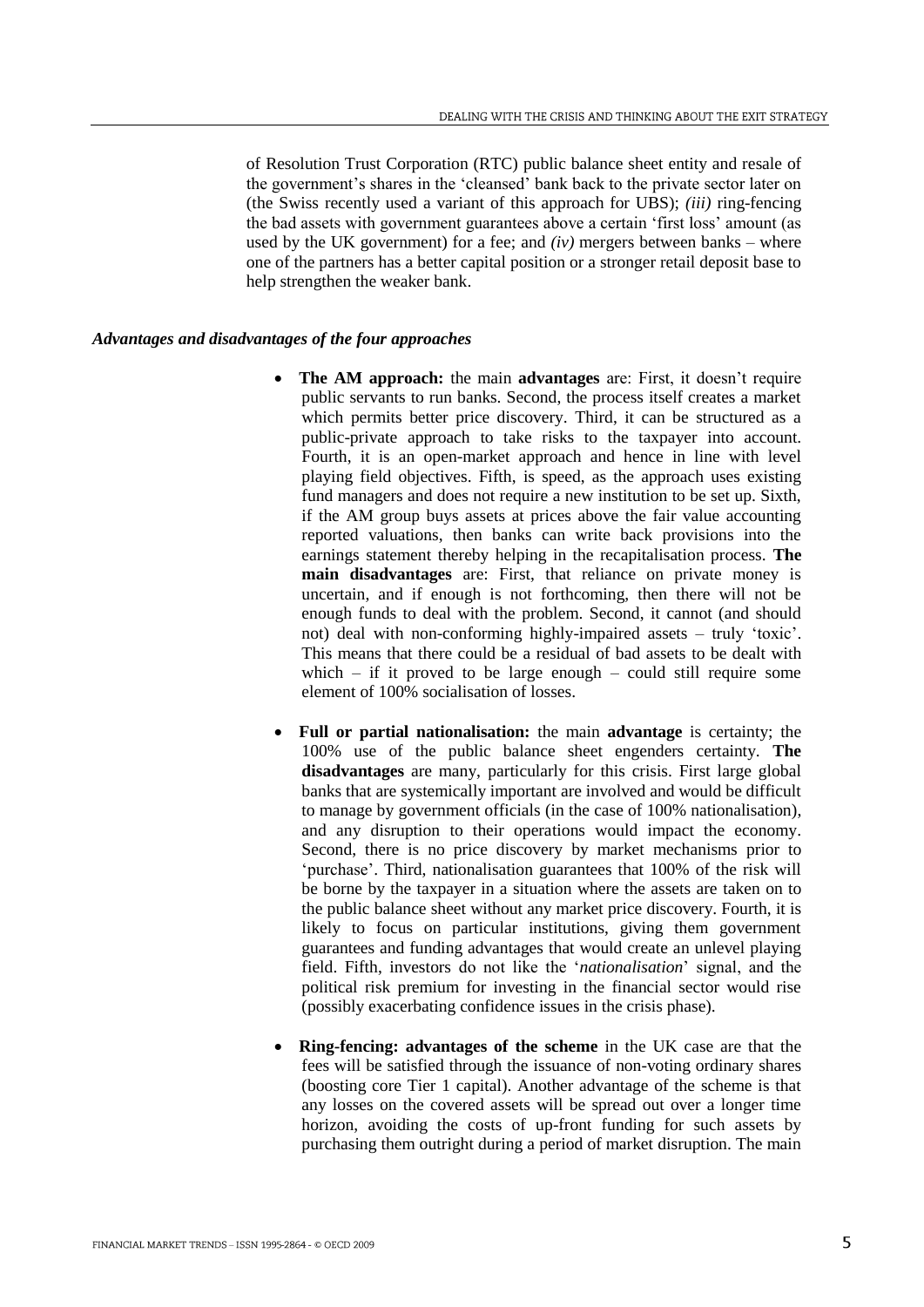of Resolution Trust Corporation (RTC) public balance sheet entity and resale of the government's shares in the 'cleansed' bank back to the private sector later on (the Swiss recently used a variant of this approach for UBS); *(iii)* ring-fencing the bad assets with government guarantees above a certain 'first loss' amount (as used by the UK government) for a fee; and *(iv)* mergers between banks – where one of the partners has a better capital position or a stronger retail deposit base to help strengthen the weaker bank.

### *Advantages and disadvantages of the four approaches*

- **The AM approach:** the main **advantages** are: First, it doesn't require public servants to run banks. Second, the process itself creates a market which permits better price discovery. Third, it can be structured as a public-private approach to take risks to the taxpayer into account. Fourth, it is an open-market approach and hence in line with level playing field objectives. Fifth, is speed, as the approach uses existing fund managers and does not require a new institution to be set up. Sixth, if the AM group buys assets at prices above the fair value accounting reported valuations, then banks can write back provisions into the earnings statement thereby helping in the recapitalisation process. **The main disadvantages** are: First, that reliance on private money is uncertain, and if enough is not forthcoming, then there will not be enough funds to deal with the problem. Second, it cannot (and should not) deal with non-conforming highly-impaired assets – truly 'toxic'. This means that there could be a residual of bad assets to be dealt with which – if it proved to be large enough – could still require some element of 100% socialisation of losses.

- **Full or partial nationalisation:** the main **advantage** is certainty; the 100% use of the public balance sheet engenders certainty. **The disadvantages** are many, particularly for this crisis. First large global banks that are systemically important are involved and would be difficult to manage by government officials (in the case of 100% nationalisation), and any disruption to their operations would impact the economy. Second, there is no price discovery by market mechanisms prior to 'purchase'. Third, nationalisation guarantees that 100% of the risk will be borne by the taxpayer in a situation where the assets are taken on to the public balance sheet without any market price discovery. Fourth, it is likely to focus on particular institutions, giving them government guarantees and funding advantages that would create an unlevel playing field. Fifth, investors do not like the '*nationalisation*' signal, and the political risk premium for investing in the financial sector would rise (possibly exacerbating confidence issues in the crisis phase).

- **Ring-fencing: advantages of the scheme** in the UK case are that the fees will be satisfied through the issuance of non-voting ordinary shares (boosting core Tier 1 capital). Another advantage of the scheme is that any losses on the covered assets will be spread out over a longer time horizon, avoiding the costs of up-front funding for such assets by purchasing them outright during a period of market disruption. The main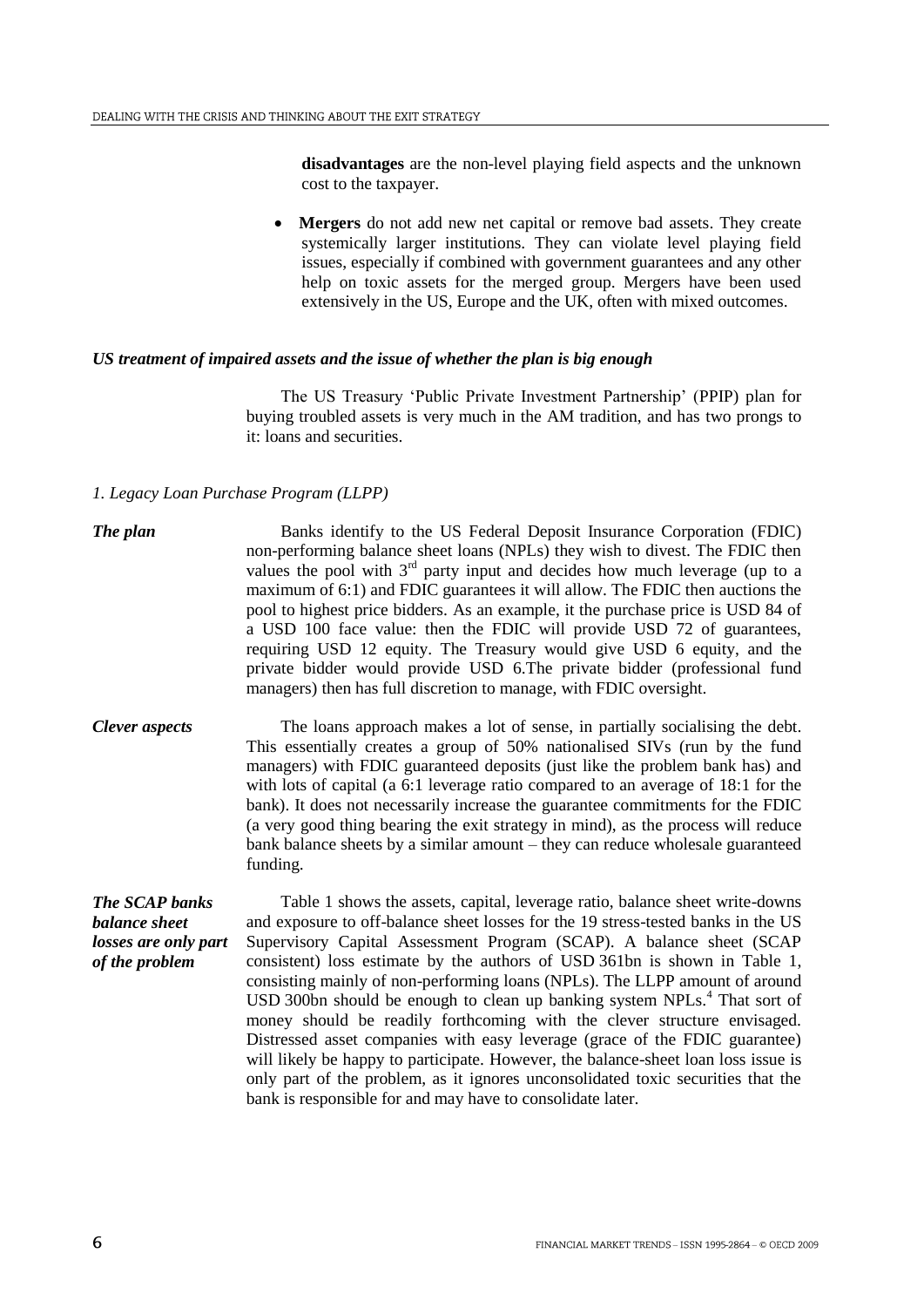**disadvantages** are the non-level playing field aspects and the unknown cost to the taxpayer.

- **Mergers** do not add new net capital or remove bad assets. They create systemically larger institutions. They can violate level playing field issues, especially if combined with government guarantees and any other help on toxic assets for the merged group. Mergers have been used extensively in the US, Europe and the UK, often with mixed outcomes.

### *US treatment of impaired assets and the issue of whether the plan is big enough*

The US Treasury 'Public Private Investment Partnership' (PPIP) plan for buying troubled assets is very much in the AM tradition, and has two prongs to it: loans and securities.

#### *1. Legacy Loan Purchase Program (LLPP)*

***The plan***

Banks identify to the US Federal Deposit Insurance Corporation (FDIC) non-performing balance sheet loans (NPLs) they wish to divest. The FDIC then values the pool with 3rd party input and decides how much leverage (up to a maximum of 6:1) and FDIC guarantees it will allow. The FDIC then auctions the pool to highest price bidders. As an example, it the purchase price is USD 84 of a USD 100 face value: then the FDIC will provide USD 72 of guarantees, requiring USD 12 equity. The Treasury would give USD 6 equity, and the private bidder would provide USD 6.The private bidder (professional fund managers) then has full discretion to manage, with FDIC oversight.

***Clever aspects***

The loans approach makes a lot of sense, in partially socialising the debt. This essentially creates a group of 50% nationalised SIVs (run by the fund managers) with FDIC guaranteed deposits (just like the problem bank has) and with lots of capital (a 6:1 leverage ratio compared to an average of 18:1 for the bank). It does not necessarily increase the guarantee commitments for the FDIC (a very good thing bearing the exit strategy in mind), as the process will reduce bank balance sheets by a similar amount – they can reduce wholesale guaranteed funding.

***The SCAP banks balance sheet losses are only part of the problem***

Table 1 shows the assets, capital, leverage ratio, balance sheet write-downs and exposure to off-balance sheet losses for the 19 stress-tested banks in the US Supervisory Capital Assessment Program (SCAP). A balance sheet (SCAP consistent) loss estimate by the authors of USD 361bn is shown in Table 1, consisting mainly of non-performing loans (NPLs). The LLPP amount of around USD 300bn should be enough to clean up banking system NPLs.[4] That sort of money should be readily forthcoming with the clever structure envisaged. Distressed asset companies with easy leverage (grace of the FDIC guarantee) will likely be happy to participate. However, the balance-sheet loan loss issue is only part of the problem, as it ignores unconsolidated toxic securities that the bank is responsible for and may have to consolidate later.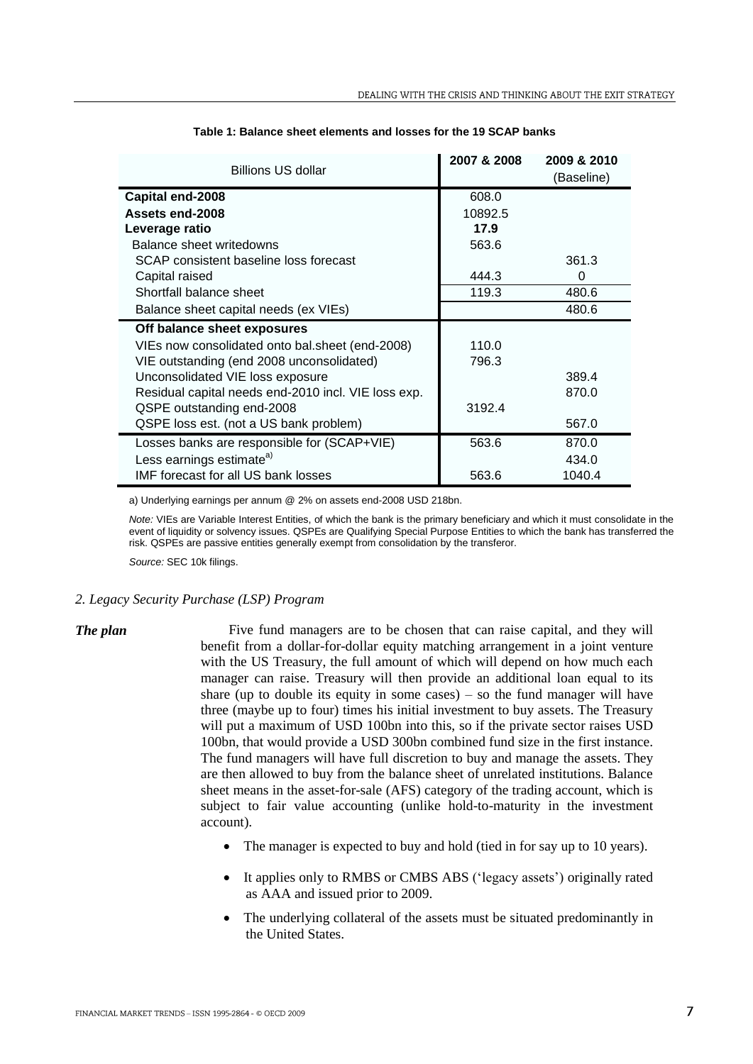**Table 1: Balance sheet elements and losses for the 19 SCAP banks**

| Billions US dollar | 2007 & 2008 | 2009 & 2010 (Baseline) |
|---|---|---|
| **Capital end-2008** | 608.0 | |
| **Assets end-2008** | 10892.5 | |
| **Leverage ratio** | **17.9** | |
| Balance sheet writedowns | 563.6 | |
| SCAP consistent baseline loss forecast | | 361.3 |
| Capital raised | 444.3 | 0 |
| Shortfall balance sheet | 119.3 | 480.6 |
| Balance sheet capital needs (ex VIEs) | | 480.6 |
| **Off balance sheet exposures** | | |
| VIEs now consolidated onto bal.sheet (end-2008) | 110.0 | |
| VIE outstanding (end 2008 unconsolidated) | 796.3 | |
| Unconsolidated VIE loss exposure | | 389.4 |
| Residual capital needs end-2010 incl. VIE loss exp. | | 870.0 |
| QSPE outstanding end-2008 | 3192.4 | |
| QSPE loss est. (not a US bank problem) | | 567.0 |
| Losses banks are responsible for (SCAP+VIE) | 563.6 | 870.0 |
| Less earnings estimate[a)] | | 434.0 |
| IMF forecast for all US bank losses | 563.6 | 1040.4 |

a) Underlying earnings per annum @ 2% on assets end-2008 USD 218bn.

*Note:* VIEs are Variable Interest Entities, of which the bank is the primary beneficiary and which it must consolidate in the event of liquidity or solvency issues. QSPEs are Qualifying Special Purpose Entities to which the bank has transferred the risk. QSPEs are passive entities generally exempt from consolidation by the transferor.

*Source:* SEC 10k filings.

*2. Legacy Security Purchase (LSP) Program*

***The plan***

Five fund managers are to be chosen that can raise capital, and they will benefit from a dollar-for-dollar equity matching arrangement in a joint venture with the US Treasury, the full amount of which will depend on how much each manager can raise. Treasury will then provide an additional loan equal to its share (up to double its equity in some cases) – so the fund manager will have three (maybe up to four) times his initial investment to buy assets. The Treasury will put a maximum of USD 100bn into this, so if the private sector raises USD 100bn, that would provide a USD 300bn combined fund size in the first instance. The fund managers will have full discretion to buy and manage the assets. They are then allowed to buy from the balance sheet of unrelated institutions. Balance sheet means in the asset-for-sale (AFS) category of the trading account, which is subject to fair value accounting (unlike hold-to-maturity in the investment account).

- The manager is expected to buy and hold (tied in for say up to 10 years).
- It applies only to RMBS or CMBS ABS ('legacy assets') originally rated as AAA and issued prior to 2009.
- The underlying collateral of the assets must be situated predominantly in the United States.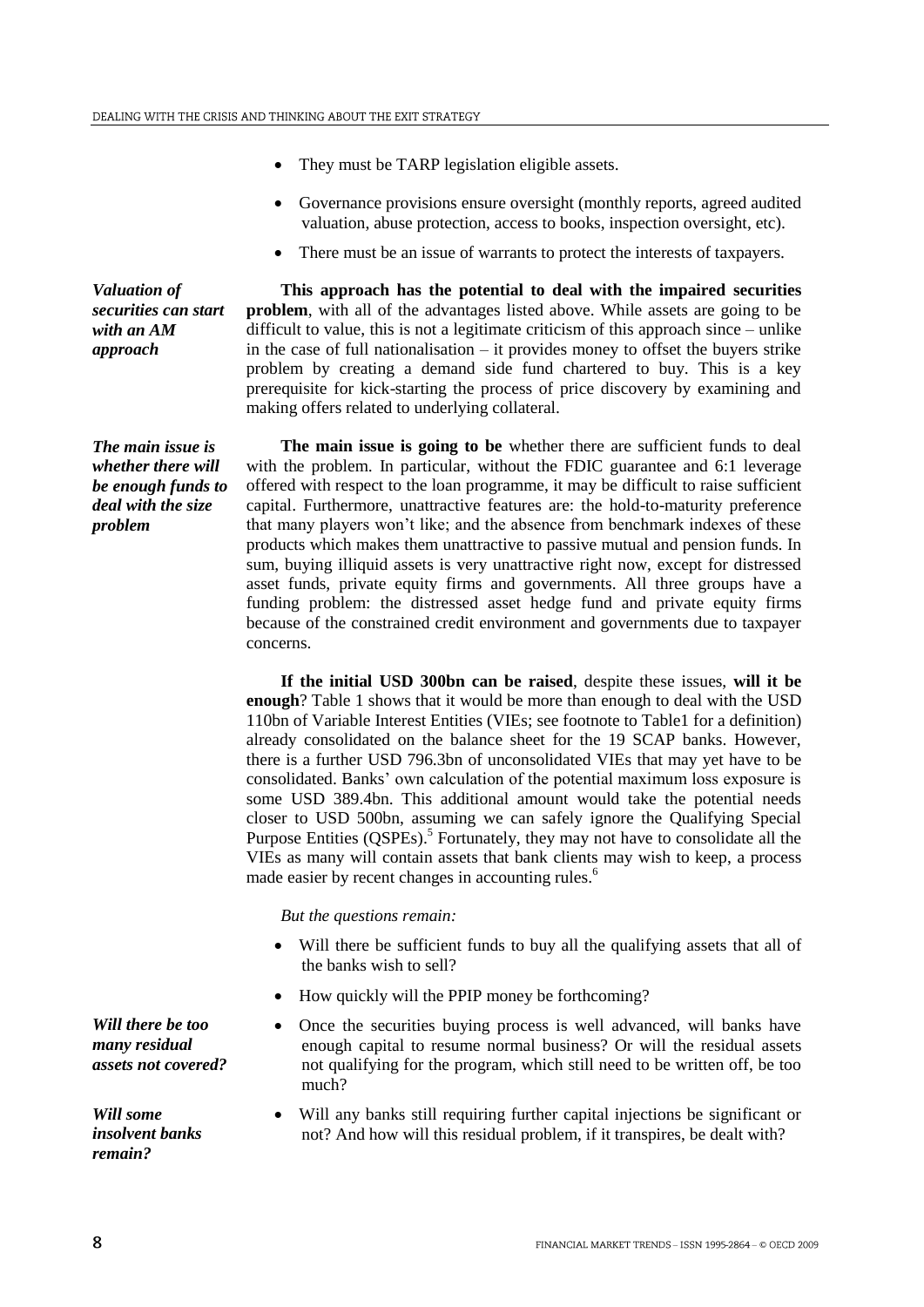- They must be TARP legislation eligible assets.
- Governance provisions ensure oversight (monthly reports, agreed audited valuation, abuse protection, access to books, inspection oversight, etc).
- There must be an issue of warrants to protect the interests of taxpayers.

*Valuation of securities can start with an AM approach*

**This approach has the potential to deal with the impaired securities problem**, with all of the advantages listed above. While assets are going to be difficult to value, this is not a legitimate criticism of this approach since – unlike in the case of full nationalisation – it provides money to offset the buyers strike problem by creating a demand side fund chartered to buy. This is a key prerequisite for kick-starting the process of price discovery by examining and making offers related to underlying collateral.

*The main issue is whether there will be enough funds to deal with the size problem*

**The main issue is going to be** whether there are sufficient funds to deal with the problem. In particular, without the FDIC guarantee and 6:1 leverage offered with respect to the loan programme, it may be difficult to raise sufficient capital. Furthermore, unattractive features are: the hold-to-maturity preference that many players won't like; and the absence from benchmark indexes of these products which makes them unattractive to passive mutual and pension funds. In sum, buying illiquid assets is very unattractive right now, except for distressed asset funds, private equity firms and governments. All three groups have a funding problem: the distressed asset hedge fund and private equity firms because of the constrained credit environment and governments due to taxpayer concerns.

**If the initial USD 300bn can be raised**, despite these issues, **will it be enough**? Table 1 shows that it would be more than enough to deal with the USD 110bn of Variable Interest Entities (VIEs; see footnote to Table1 for a definition) already consolidated on the balance sheet for the 19 SCAP banks. However, there is a further USD 796.3bn of unconsolidated VIEs that may yet have to be consolidated. Banks' own calculation of the potential maximum loss exposure is some USD 389.4bn. This additional amount would take the potential needs closer to USD 500bn, assuming we can safely ignore the Qualifying Special Purpose Entities (QSPEs).[5] Fortunately, they may not have to consolidate all the VIEs as many will contain assets that bank clients may wish to keep, a process made easier by recent changes in accounting rules.[6]

*But the questions remain:*

- Will there be sufficient funds to buy all the qualifying assets that all of the banks wish to sell?
- How quickly will the PPIP money be forthcoming?

*Will there be too many residual assets not covered?*

- Once the securities buying process is well advanced, will banks have enough capital to resume normal business? Or will the residual assets not qualifying for the program, which still need to be written off, be too much?

*Will some insolvent banks remain?*

- Will any banks still requiring further capital injections be significant or not? And how will this residual problem, if it transpires, be dealt with?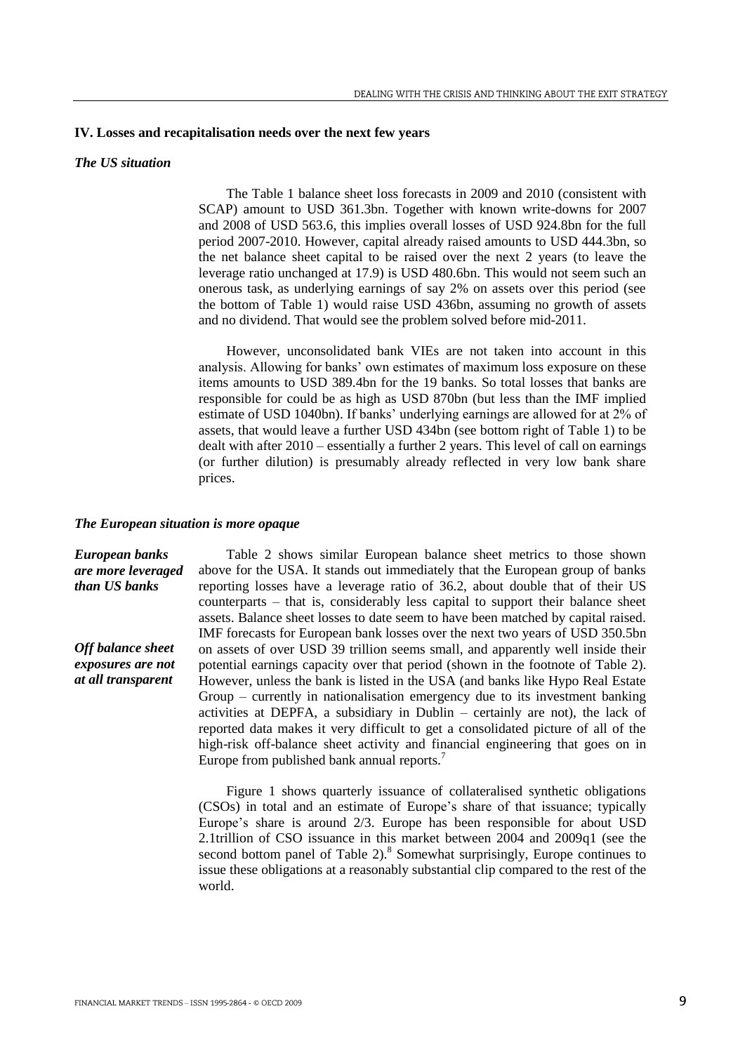## IV. Losses and recapitalisation needs over the next few years

### *The US situation*

The Table 1 balance sheet loss forecasts in 2009 and 2010 (consistent with SCAP) amount to USD 361.3bn. Together with known write-downs for 2007 and 2008 of USD 563.6, this implies overall losses of USD 924.8bn for the full period 2007-2010. However, capital already raised amounts to USD 444.3bn, so the net balance sheet capital to be raised over the next 2 years (to leave the leverage ratio unchanged at 17.9) is USD 480.6bn. This would not seem such an onerous task, as underlying earnings of say 2% on assets over this period (see the bottom of Table 1) would raise USD 436bn, assuming no growth of assets and no dividend. That would see the problem solved before mid-2011.

However, unconsolidated bank VIEs are not taken into account in this analysis. Allowing for banks' own estimates of maximum loss exposure on these items amounts to USD 389.4bn for the 19 banks. So total losses that banks are responsible for could be as high as USD 870bn (but less than the IMF implied estimate of USD 1040bn). If banks' underlying earnings are allowed for at 2% of assets, that would leave a further USD 434bn (see bottom right of Table 1) to be dealt with after 2010 – essentially a further 2 years. This level of call on earnings (or further dilution) is presumably already reflected in very low bank share prices.

### *The European situation is more opaque*

***European banks are more leveraged than US banks***

Table 2 shows similar European balance sheet metrics to those shown above for the USA. It stands out immediately that the European group of banks reporting losses have a leverage ratio of 36.2, about double that of their US counterparts – that is, considerably less capital to support their balance sheet assets. Balance sheet losses to date seem to have been matched by capital raised. IMF forecasts for European bank losses over the next two years of USD 350.5bn on assets of over USD 39 trillion seems small, and apparently well inside their potential earnings capacity over that period (shown in the footnote of Table 2).

***Off balance sheet exposures are not at all transparent***

However, unless the bank is listed in the USA (and banks like Hypo Real Estate Group – currently in nationalisation emergency due to its investment banking activities at DEPFA, a subsidiary in Dublin – certainly are not), the lack of reported data makes it very difficult to get a consolidated picture of all of the high-risk off-balance sheet activity and financial engineering that goes on in Europe from published bank annual reports.[7]

Figure 1 shows quarterly issuance of collateralised synthetic obligations (CSOs) in total and an estimate of Europe's share of that issuance; typically Europe's share is around 2/3. Europe has been responsible for about USD 2.1trillion of CSO issuance in this market between 2004 and 2009q1 (see the second bottom panel of Table 2).[8] Somewhat surprisingly, Europe continues to issue these obligations at a reasonably substantial clip compared to the rest of the world.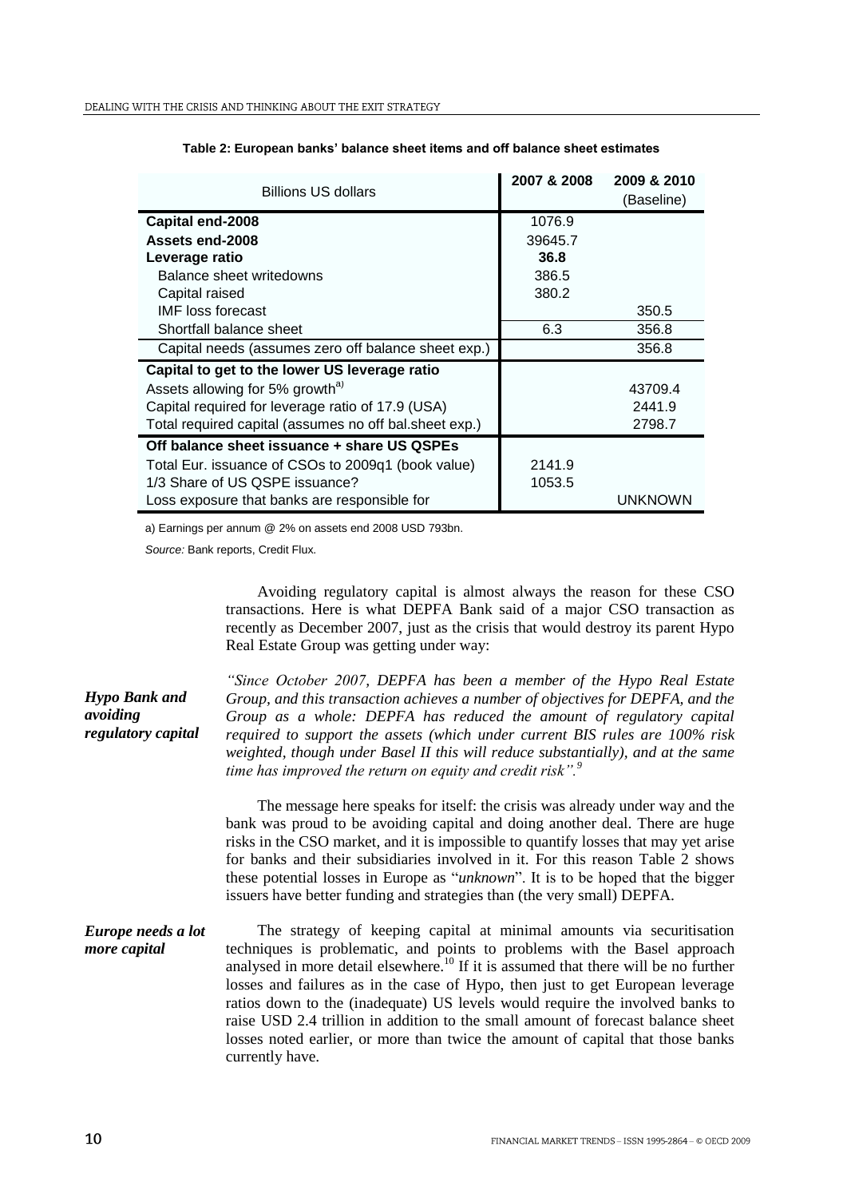**Table 2: European banks' balance sheet items and off balance sheet estimates**

| Billions US dollars | 2007 & 2008 | 2009 & 2010 (Baseline) |
|---|---|---|
| **Capital end-2008** | 1076.9 | |
| **Assets end-2008** | 39645.7 | |
| **Leverage ratio** | **36.8** | |
| Balance sheet writedowns | 386.5 | |
| Capital raised | 380.2 | |
| IMF loss forecast | | 350.5 |
| Shortfall balance sheet | 6.3 | 356.8 |
| Capital needs (assumes zero off balance sheet exp.) | | 356.8 |
| **Capital to get to the lower US leverage ratio** | | |
| Assets allowing for 5% growth[a)] | | 43709.4 |
| Capital required for leverage ratio of 17.9 (USA) | | 2441.9 |
| Total required capital (assumes no off bal.sheet exp.) | | 2798.7 |
| **Off balance sheet issuance + share US QSPEs** | | |
| Total Eur. issuance of CSOs to 2009q1 (book value) | 2141.9 | |
| 1/3 Share of US QSPE issuance? | 1053.5 | |
| Loss exposure that banks are responsible for | | UNKNOWN |

a) Earnings per annum @ 2% on assets end 2008 USD 793bn.

*Source:* Bank reports, Credit Flux.

Avoiding regulatory capital is almost always the reason for these CSO transactions. Here is what DEPFA Bank said of a major CSO transaction as recently as December 2007, just as the crisis that would destroy its parent Hypo Real Estate Group was getting under way:

***Hypo Bank and avoiding regulatory capital***

*"Since October 2007, DEPFA has been a member of the Hypo Real Estate Group, and this transaction achieves a number of objectives for DEPFA, and the Group as a whole: DEPFA has reduced the amount of regulatory capital required to support the assets (which under current BIS rules are 100% risk weighted, though under Basel II this will reduce substantially), and at the same time has improved the return on equity and credit risk".*[9]

The message here speaks for itself: the crisis was already under way and the bank was proud to be avoiding capital and doing another deal. There are huge risks in the CSO market, and it is impossible to quantify losses that may yet arise for banks and their subsidiaries involved in it. For this reason Table 2 shows these potential losses in Europe as "*unknown*". It is to be hoped that the bigger issuers have better funding and strategies than (the very small) DEPFA.

***Europe needs a lot more capital***

The strategy of keeping capital at minimal amounts via securitisation techniques is problematic, and points to problems with the Basel approach analysed in more detail elsewhere.[10] If it is assumed that there will be no further losses and failures as in the case of Hypo, then just to get European leverage ratios down to the (inadequate) US levels would require the involved banks to raise USD 2.4 trillion in addition to the small amount of forecast balance sheet losses noted earlier, or more than twice the amount of capital that those banks currently have.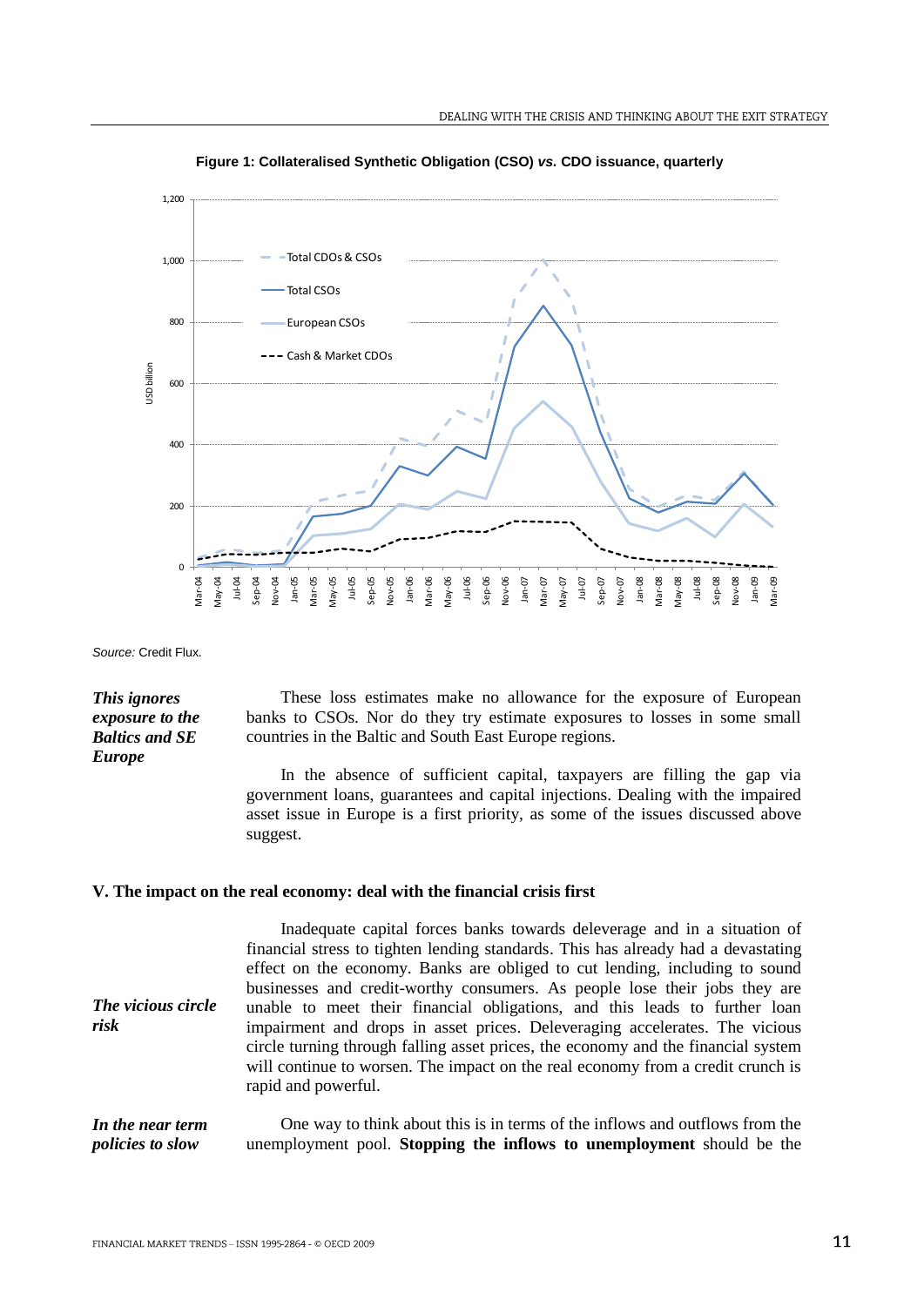**Figure 1: Collateralised Synthetic Obligation (CSO) *vs.* CDO issuance, quarterly**

*Source:* Credit Flux.

***This ignores exposure to the Baltics and SE Europe***

These loss estimates make no allowance for the exposure of European banks to CSOs. Nor do they try estimate exposures to losses in some small countries in the Baltic and South East Europe regions.

In the absence of sufficient capital, taxpayers are filling the gap via government loans, guarantees and capital injections. Dealing with the impaired asset issue in Europe is a first priority, as some of the issues discussed above suggest.

## V. The impact on the real economy: deal with the financial crisis first

***The vicious circle risk***

Inadequate capital forces banks towards deleverage and in a situation of financial stress to tighten lending standards. This has already had a devastating effect on the economy. Banks are obliged to cut lending, including to sound businesses and credit-worthy consumers. As people lose their jobs they are unable to meet their financial obligations, and this leads to further loan impairment and drops in asset prices. Deleveraging accelerates. The vicious circle turning through falling asset prices, the economy and the financial system will continue to worsen. The impact on the real economy from a credit crunch is rapid and powerful.

***In the near term policies to slow***

One way to think about this is in terms of the inflows and outflows from the unemployment pool. **Stopping the inflows to unemployment** should be the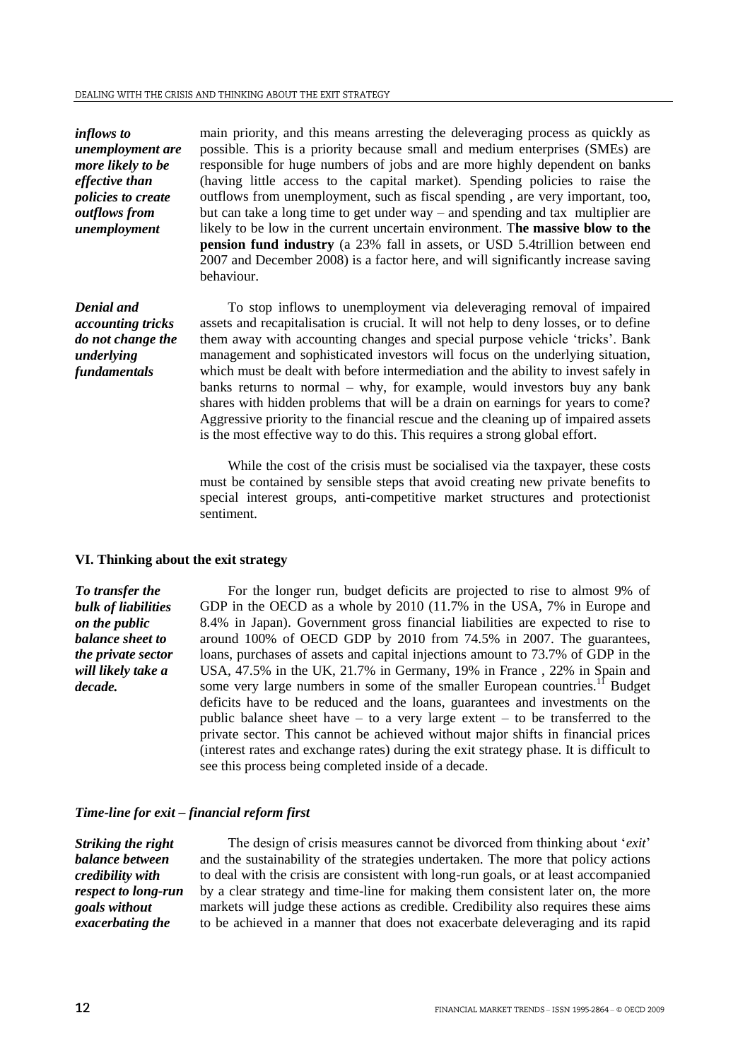*inflows to unemployment are more likely to be effective than policies to create outflows from unemployment*

main priority, and this means arresting the deleveraging process as quickly as possible. This is a priority because small and medium enterprises (SMEs) are responsible for huge numbers of jobs and are more highly dependent on banks (having little access to the capital market). Spending policies to raise the outflows from unemployment, such as fiscal spending , are very important, too, but can take a long time to get under way – and spending and tax multiplier are likely to be low in the current uncertain environment. T**he massive blow to the pension fund industry** (a 23% fall in assets, or USD 5.4trillion between end 2007 and December 2008) is a factor here, and will significantly increase saving behaviour.

***Denial and accounting tricks do not change the underlying fundamentals***

To stop inflows to unemployment via deleveraging removal of impaired assets and recapitalisation is crucial. It will not help to deny losses, or to define them away with accounting changes and special purpose vehicle 'tricks'. Bank management and sophisticated investors will focus on the underlying situation, which must be dealt with before intermediation and the ability to invest safely in banks returns to normal – why, for example, would investors buy any bank shares with hidden problems that will be a drain on earnings for years to come? Aggressive priority to the financial rescue and the cleaning up of impaired assets is the most effective way to do this. This requires a strong global effort.

While the cost of the crisis must be socialised via the taxpayer, these costs must be contained by sensible steps that avoid creating new private benefits to special interest groups, anti-competitive market structures and protectionist sentiment.

## VI. Thinking about the exit strategy

***To transfer the bulk of liabilities on the public balance sheet to the private sector will likely take a decade.***

For the longer run, budget deficits are projected to rise to almost 9% of GDP in the OECD as a whole by 2010 (11.7% in the USA, 7% in Europe and 8.4% in Japan). Government gross financial liabilities are expected to rise to around 100% of OECD GDP by 2010 from 74.5% in 2007. The guarantees, loans, purchases of assets and capital injections amount to 73.7% of GDP in the USA, 47.5% in the UK, 21.7% in Germany, 19% in France , 22% in Spain and some very large numbers in some of the smaller European countries.[11] Budget deficits have to be reduced and the loans, guarantees and investments on the public balance sheet have – to a very large extent – to be transferred to the private sector. This cannot be achieved without major shifts in financial prices (interest rates and exchange rates) during the exit strategy phase. It is difficult to see this process being completed inside of a decade.

### *Time-line for exit – financial reform first*

***Striking the right balance between credibility with respect to long-run goals without exacerbating the***

The design of crisis measures cannot be divorced from thinking about '*exit*' and the sustainability of the strategies undertaken. The more that policy actions to deal with the crisis are consistent with long-run goals, or at least accompanied by a clear strategy and time-line for making them consistent later on, the more markets will judge these actions as credible. Credibility also requires these aims to be achieved in a manner that does not exacerbate deleveraging and its rapid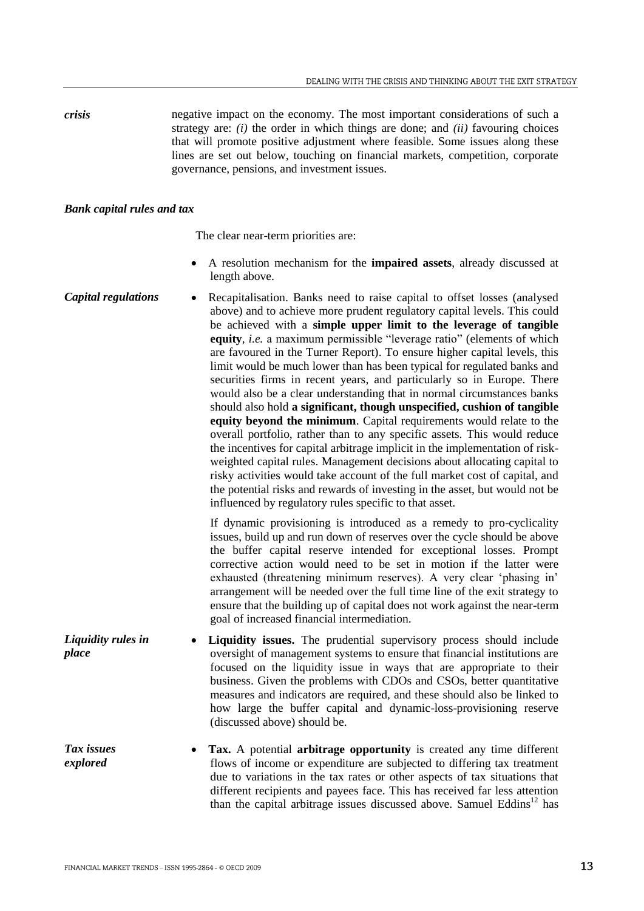*crisis*

negative impact on the economy. The most important considerations of such a strategy are: *(i)* the order in which things are done; and *(ii)* favouring choices that will promote positive adjustment where feasible. Some issues along these lines are set out below, touching on financial markets, competition, corporate governance, pensions, and investment issues.

### *Bank capital rules and tax*

The clear near-term priorities are:

- A resolution mechanism for the **impaired assets**, already discussed at length above.

*Capital regulations*

- Recapitalisation. Banks need to raise capital to offset losses (analysed above) and to achieve more prudent regulatory capital levels. This could be achieved with a **simple upper limit to the leverage of tangible equity**, *i.e.* a maximum permissible "leverage ratio" (elements of which are favoured in the Turner Report). To ensure higher capital levels, this limit would be much lower than has been typical for regulated banks and securities firms in recent years, and particularly so in Europe. There would also be a clear understanding that in normal circumstances banks should also hold **a significant, though unspecified, cushion of tangible equity beyond the minimum**. Capital requirements would relate to the overall portfolio, rather than to any specific assets. This would reduce the incentives for capital arbitrage implicit in the implementation of risk-weighted capital rules. Management decisions about allocating capital to risky activities would take account of the full market cost of capital, and the potential risks and rewards of investing in the asset, but would not be influenced by regulatory rules specific to that asset.

  If dynamic provisioning is introduced as a remedy to pro-cyclicality issues, build up and run down of reserves over the cycle should be above the buffer capital reserve intended for exceptional losses. Prompt corrective action would need to be set in motion if the latter were exhausted (threatening minimum reserves). A very clear 'phasing in' arrangement will be needed over the full time line of the exit strategy to ensure that the building up of capital does not work against the near-term goal of increased financial intermediation.

*Liquidity rules in place*

- **Liquidity issues.** The prudential supervisory process should include oversight of management systems to ensure that financial institutions are focused on the liquidity issue in ways that are appropriate to their business. Given the problems with CDOs and CSOs, better quantitative measures and indicators are required, and these should also be linked to how large the buffer capital and dynamic-loss-provisioning reserve (discussed above) should be.

*Tax issues explored*

- **Tax.** A potential **arbitrage opportunity** is created any time different flows of income or expenditure are subjected to differing tax treatment due to variations in the tax rates or other aspects of tax situations that different recipients and payees face. This has received far less attention than the capital arbitrage issues discussed above. Samuel Eddins[12] has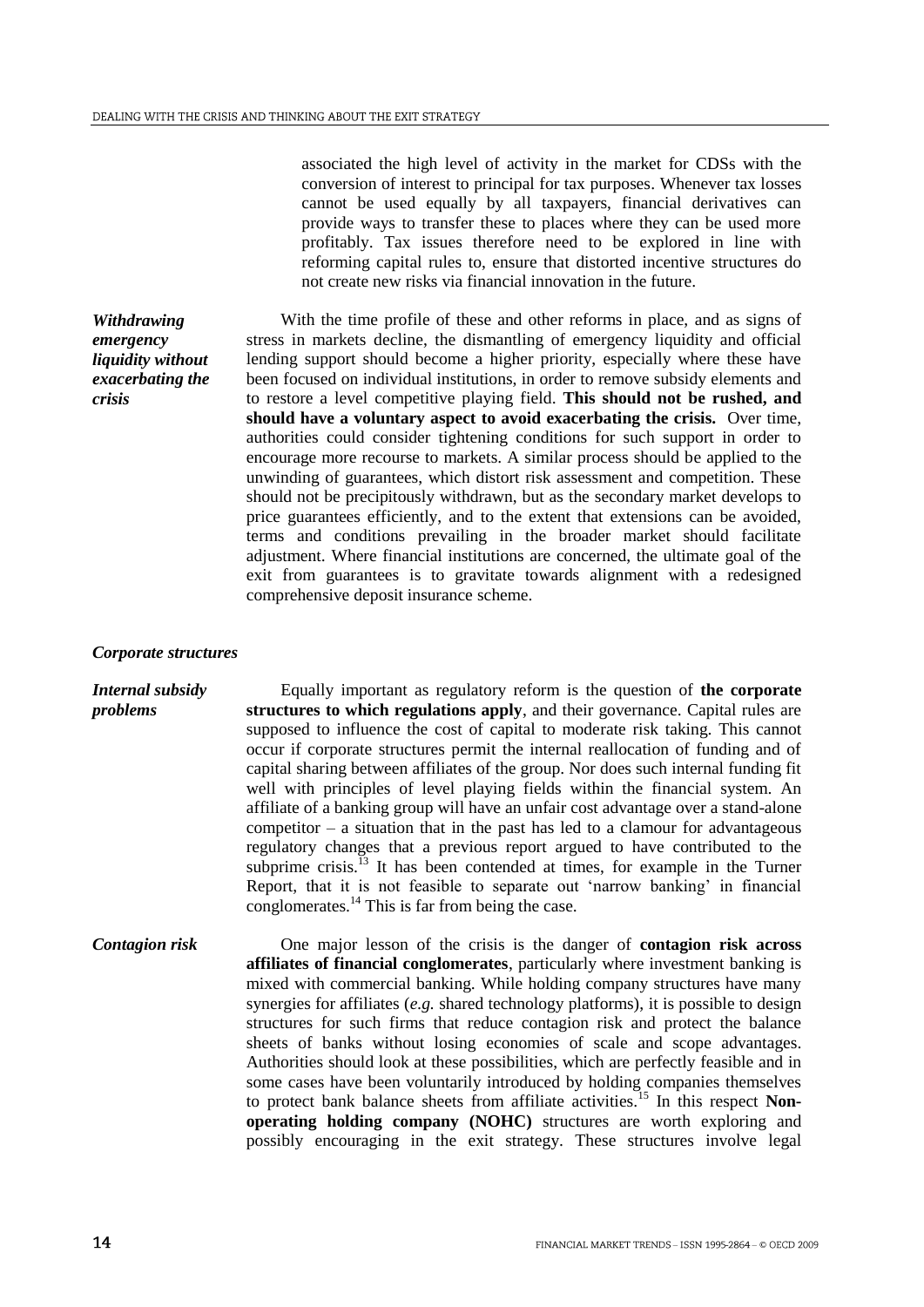associated the high level of activity in the market for CDSs with the conversion of interest to principal for tax purposes. Whenever tax losses cannot be used equally by all taxpayers, financial derivatives can provide ways to transfer these to places where they can be used more profitably. Tax issues therefore need to be explored in line with reforming capital rules to, ensure that distorted incentive structures do not create new risks via financial innovation in the future.

***Withdrawing emergency liquidity without exacerbating the crisis***

With the time profile of these and other reforms in place, and as signs of stress in markets decline, the dismantling of emergency liquidity and official lending support should become a higher priority, especially where these have been focused on individual institutions, in order to remove subsidy elements and to restore a level competitive playing field. **This should not be rushed, and should have a voluntary aspect to avoid exacerbating the crisis.** Over time, authorities could consider tightening conditions for such support in order to encourage more recourse to markets. A similar process should be applied to the unwinding of guarantees, which distort risk assessment and competition. These should not be precipitously withdrawn, but as the secondary market develops to price guarantees efficiently, and to the extent that extensions can be avoided, terms and conditions prevailing in the broader market should facilitate adjustment. Where financial institutions are concerned, the ultimate goal of the exit from guarantees is to gravitate towards alignment with a redesigned comprehensive deposit insurance scheme.

### *Corporate structures*

***Internal subsidy problems***

Equally important as regulatory reform is the question of **the corporate structures to which regulations apply**, and their governance. Capital rules are supposed to influence the cost of capital to moderate risk taking. This cannot occur if corporate structures permit the internal reallocation of funding and of capital sharing between affiliates of the group. Nor does such internal funding fit well with principles of level playing fields within the financial system. An affiliate of a banking group will have an unfair cost advantage over a stand-alone competitor – a situation that in the past has led to a clamour for advantageous regulatory changes that a previous report argued to have contributed to the subprime crisis.[13] It has been contended at times, for example in the Turner Report, that it is not feasible to separate out 'narrow banking' in financial conglomerates.[14] This is far from being the case.

***Contagion risk***

One major lesson of the crisis is the danger of **contagion risk across affiliates of financial conglomerates**, particularly where investment banking is mixed with commercial banking. While holding company structures have many synergies for affiliates (*e.g.* shared technology platforms), it is possible to design structures for such firms that reduce contagion risk and protect the balance sheets of banks without losing economies of scale and scope advantages. Authorities should look at these possibilities, which are perfectly feasible and in some cases have been voluntarily introduced by holding companies themselves to protect bank balance sheets from affiliate activities.[15] In this respect **Non-operating holding company (NOHC)** structures are worth exploring and possibly encouraging in the exit strategy. These structures involve legal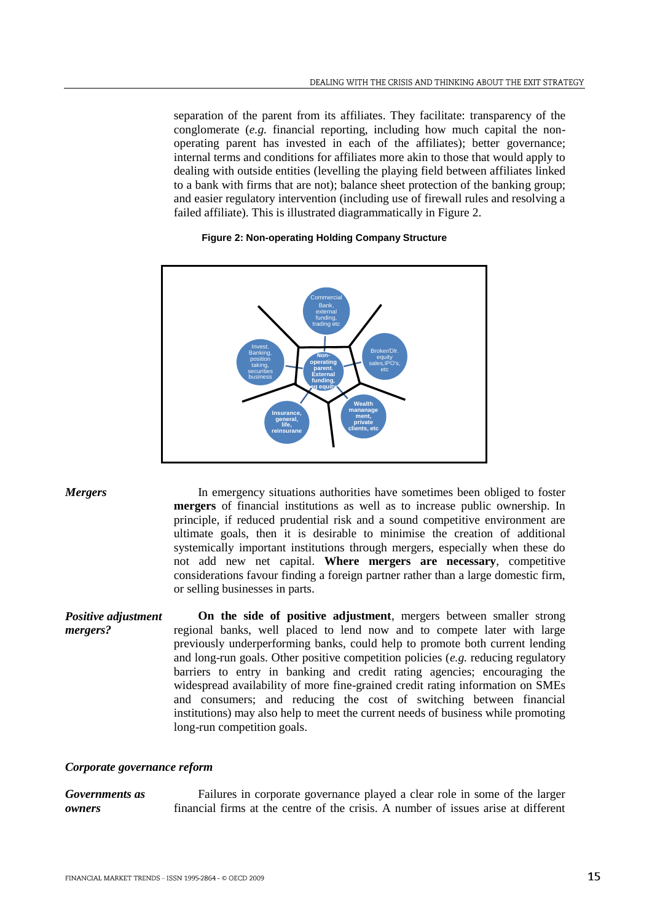separation of the parent from its affiliates. They facilitate: transparency of the conglomerate (*e.g.* financial reporting, including how much capital the non-operating parent has invested in each of the affiliates); better governance; internal terms and conditions for affiliates more akin to those that would apply to dealing with outside entities (levelling the playing field between affiliates linked to a bank with firms that are not); balance sheet protection of the banking group; and easier regulatory intervention (including use of firewall rules and resolving a failed affiliate). This is illustrated diagrammatically in Figure 2.

**Figure 2: Non-operating Holding Company Structure**

Non-operating parent. External funding, eg equity

Commercial Bank, external funding, trading etc

Broker/Dlr. equity sales, IPO's, etc

Wealth mananage ment, private clients, etc

Insurance, general, life, reinsurane

Invest. Banking, position taking, securities business

***Mergers***

In emergency situations authorities have sometimes been obliged to foster **mergers** of financial institutions as well as to increase public ownership. In principle, if reduced prudential risk and a sound competitive environment are ultimate goals, then it is desirable to minimise the creation of additional systemically important institutions through mergers, especially when these do not add new net capital. **Where mergers are necessary**, competitive considerations favour finding a foreign partner rather than a large domestic firm, or selling businesses in parts.

***Positive adjustment mergers?***

**On the side of positive adjustment**, mergers between smaller strong regional banks, well placed to lend now and to compete later with large previously underperforming banks, could help to promote both current lending and long-run goals. Other positive competition policies (*e.g.* reducing regulatory barriers to entry in banking and credit rating agencies; encouraging the widespread availability of more fine-grained credit rating information on SMEs and consumers; and reducing the cost of switching between financial institutions) may also help to meet the current needs of business while promoting long-run competition goals.

### *Corporate governance reform*

***Governments as owners***

Failures in corporate governance played a clear role in some of the larger financial firms at the centre of the crisis. A number of issues arise at different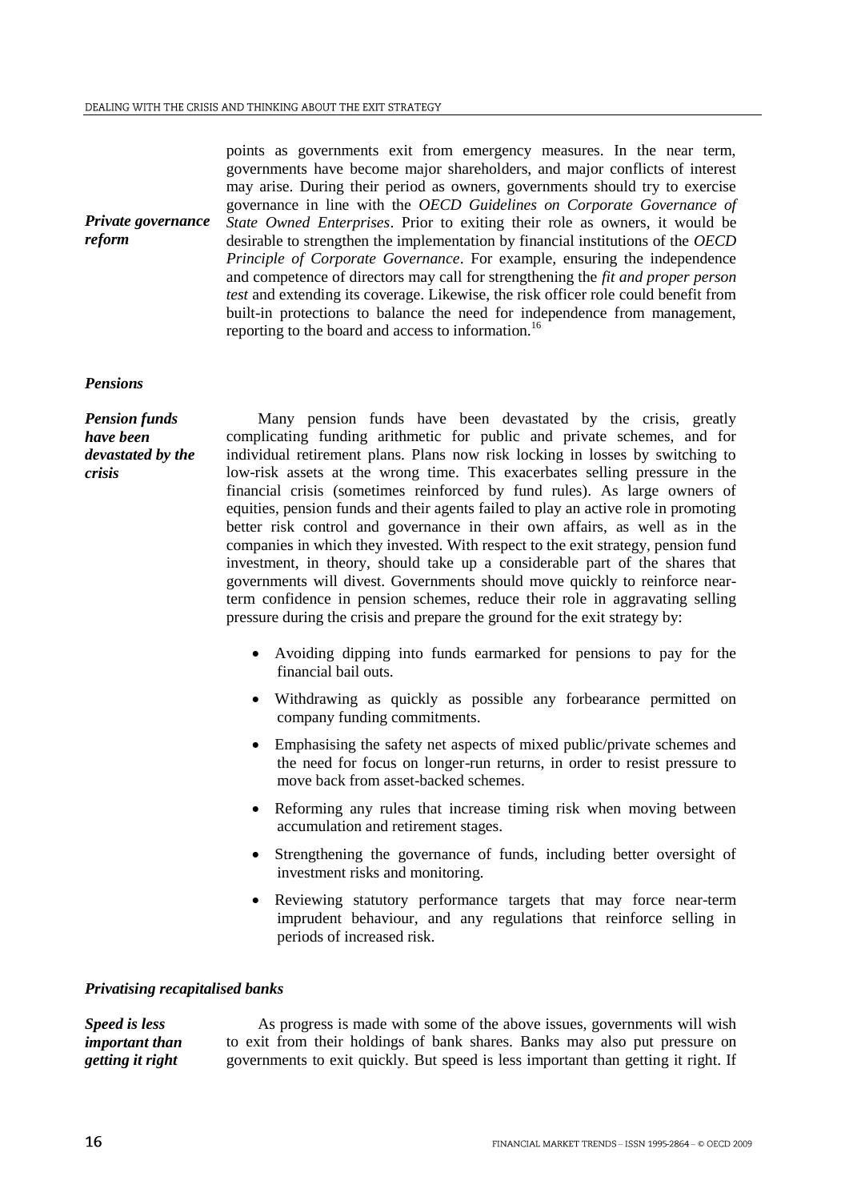points as governments exit from emergency measures. In the near term, governments have become major shareholders, and major conflicts of interest may arise. During their period as owners, governments should try to exercise governance in line with the *OECD Guidelines on Corporate Governance of State Owned Enterprises*. Prior to exiting their role as owners, it would be desirable to strengthen the implementation by financial institutions of the *OECD Principle of Corporate Governance*. For example, ensuring the independence and competence of directors may call for strengthening the *fit and proper person test* and extending its coverage. Likewise, the risk officer role could benefit from built-in protections to balance the need for independence from management, reporting to the board and access to information.[16]

***Private governance reform***

### *Pensions*

***Pension funds have been devastated by the crisis***

Many pension funds have been devastated by the crisis, greatly complicating funding arithmetic for public and private schemes, and for individual retirement plans. Plans now risk locking in losses by switching to low-risk assets at the wrong time. This exacerbates selling pressure in the financial crisis (sometimes reinforced by fund rules). As large owners of equities, pension funds and their agents failed to play an active role in promoting better risk control and governance in their own affairs, as well as in the companies in which they invested. With respect to the exit strategy, pension fund investment, in theory, should take up a considerable part of the shares that governments will divest. Governments should move quickly to reinforce near-term confidence in pension schemes, reduce their role in aggravating selling pressure during the crisis and prepare the ground for the exit strategy by:

- Avoiding dipping into funds earmarked for pensions to pay for the financial bail outs.
- Withdrawing as quickly as possible any forbearance permitted on company funding commitments.
- Emphasising the safety net aspects of mixed public/private schemes and the need for focus on longer-run returns, in order to resist pressure to move back from asset-backed schemes.
- Reforming any rules that increase timing risk when moving between accumulation and retirement stages.
- Strengthening the governance of funds, including better oversight of investment risks and monitoring.
- Reviewing statutory performance targets that may force near-term imprudent behaviour, and any regulations that reinforce selling in periods of increased risk.

### *Privatising recapitalised banks*

***Speed is less important than getting it right***

As progress is made with some of the above issues, governments will wish to exit from their holdings of bank shares. Banks may also put pressure on governments to exit quickly. But speed is less important than getting it right. If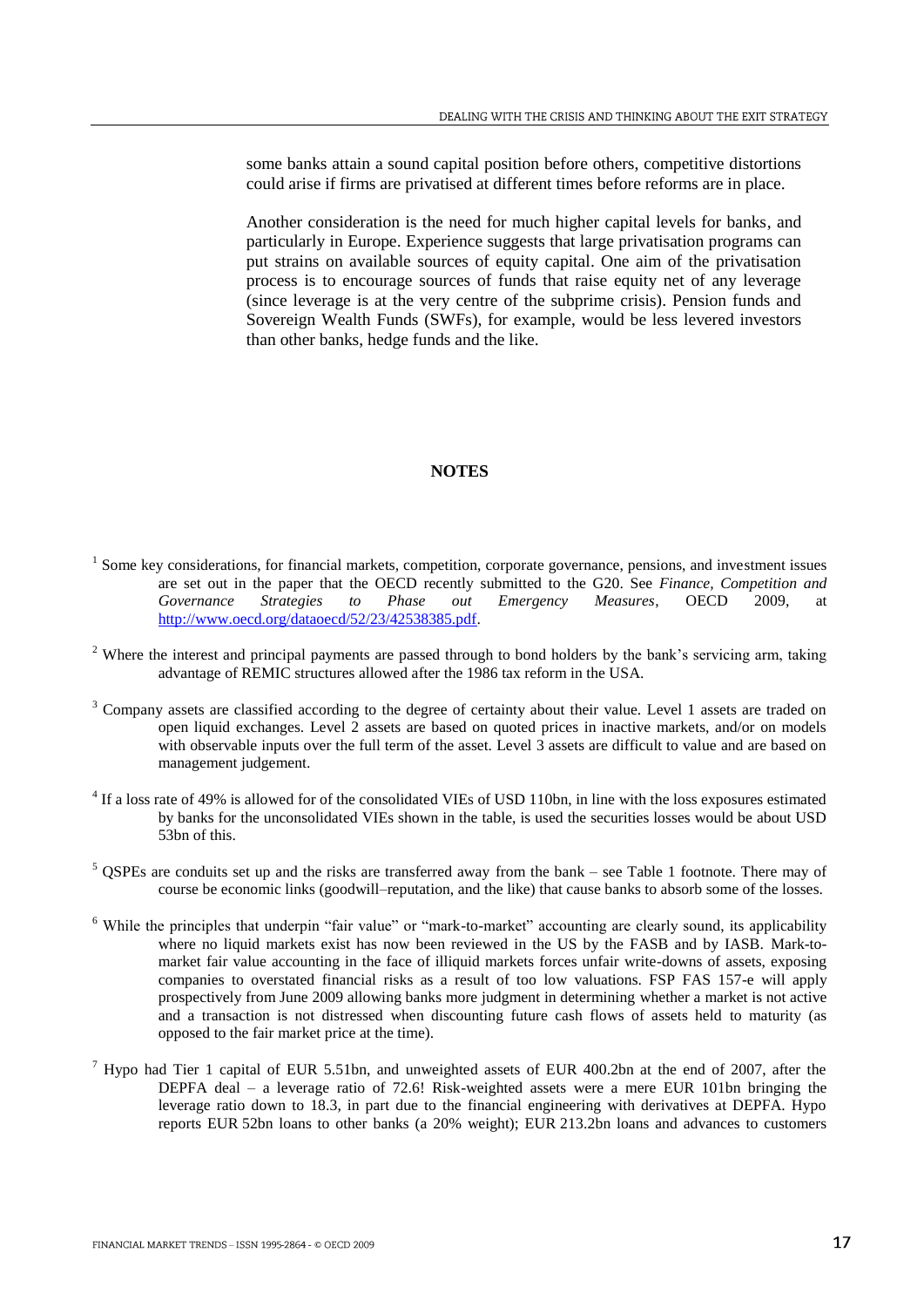some banks attain a sound capital position before others, competitive distortions could arise if firms are privatised at different times before reforms are in place.

Another consideration is the need for much higher capital levels for banks, and particularly in Europe. Experience suggests that large privatisation programs can put strains on available sources of equity capital. One aim of the privatisation process is to encourage sources of funds that raise equity net of any leverage (since leverage is at the very centre of the subprime crisis). Pension funds and Sovereign Wealth Funds (SWFs), for example, would be less levered investors than other banks, hedge funds and the like.

## NOTES

[1] Some key considerations, for financial markets, competition, corporate governance, pensions, and investment issues are set out in the paper that the OECD recently submitted to the G20. See *Finance, Competition and Governance Strategies to Phase out Emergency Measures*, OECD 2009, at http://www.oecd.org/dataoecd/52/23/42538385.pdf.

[2] Where the interest and principal payments are passed through to bond holders by the bank's servicing arm, taking advantage of REMIC structures allowed after the 1986 tax reform in the USA.

[3] Company assets are classified according to the degree of certainty about their value. Level 1 assets are traded on open liquid exchanges. Level 2 assets are based on quoted prices in inactive markets, and/or on models with observable inputs over the full term of the asset. Level 3 assets are difficult to value and are based on management judgement.

[4] If a loss rate of 49% is allowed for of the consolidated VIEs of USD 110bn, in line with the loss exposures estimated by banks for the unconsolidated VIEs shown in the table, is used the securities losses would be about USD 53bn of this.

[5] QSPEs are conduits set up and the risks are transferred away from the bank – see Table 1 footnote. There may of course be economic links (goodwill–reputation, and the like) that cause banks to absorb some of the losses.

[6] While the principles that underpin "fair value" or "mark-to-market" accounting are clearly sound, its applicability where no liquid markets exist has now been reviewed in the US by the FASB and by IASB. Mark-to-market fair value accounting in the face of illiquid markets forces unfair write-downs of assets, exposing companies to overstated financial risks as a result of too low valuations. FSP FAS 157-e will apply prospectively from June 2009 allowing banks more judgment in determining whether a market is not active and a transaction is not distressed when discounting future cash flows of assets held to maturity (as opposed to the fair market price at the time).

[7] Hypo had Tier 1 capital of EUR 5.51bn, and unweighted assets of EUR 400.2bn at the end of 2007, after the DEPFA deal – a leverage ratio of 72.6! Risk-weighted assets were a mere EUR 101bn bringing the leverage ratio down to 18.3, in part due to the financial engineering with derivatives at DEPFA. Hypo reports EUR 52bn loans to other banks (a 20% weight); EUR 213.2bn loans and advances to customers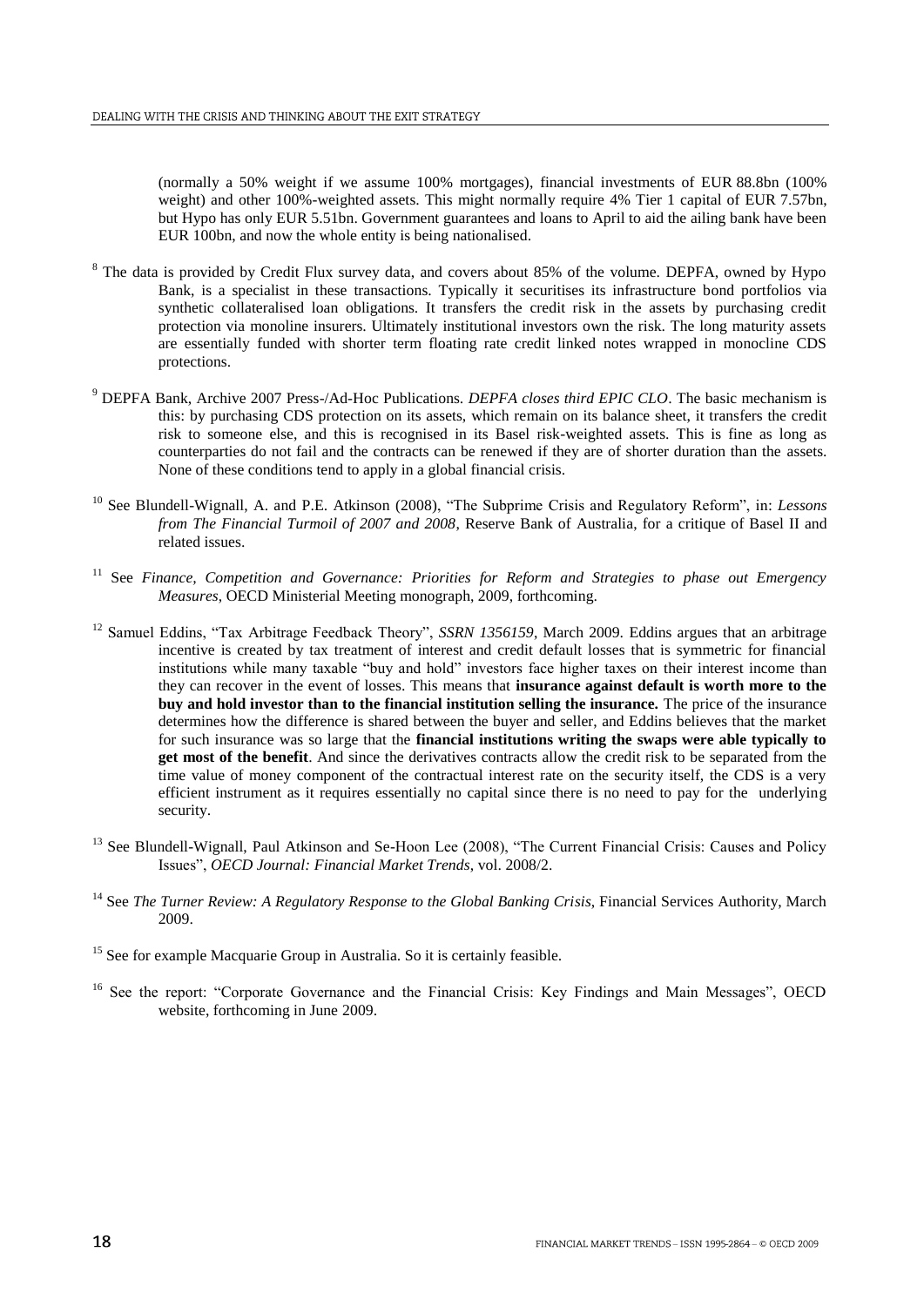(normally a 50% weight if we assume 100% mortgages), financial investments of EUR 88.8bn (100% weight) and other 100%-weighted assets. This might normally require 4% Tier 1 capital of EUR 7.57bn, but Hypo has only EUR 5.51bn. Government guarantees and loans to April to aid the ailing bank have been EUR 100bn, and now the whole entity is being nationalised.

8 The data is provided by Credit Flux survey data, and covers about 85% of the volume. DEPFA, owned by Hypo Bank, is a specialist in these transactions. Typically it securitises its infrastructure bond portfolios via synthetic collateralised loan obligations. It transfers the credit risk in the assets by purchasing credit protection via monoline insurers. Ultimately institutional investors own the risk. The long maturity assets are essentially funded with shorter term floating rate credit linked notes wrapped in monocline CDS protections.

9 DEPFA Bank, Archive 2007 Press-/Ad-Hoc Publications. *DEPFA closes third EPIC CLO*. The basic mechanism is this: by purchasing CDS protection on its assets, which remain on its balance sheet, it transfers the credit risk to someone else, and this is recognised in its Basel risk-weighted assets. This is fine as long as counterparties do not fail and the contracts can be renewed if they are of shorter duration than the assets. None of these conditions tend to apply in a global financial crisis.

10 See Blundell-Wignall, A. and P.E. Atkinson (2008), "The Subprime Crisis and Regulatory Reform", in: *Lessons from The Financial Turmoil of 2007 and 2008*, Reserve Bank of Australia, for a critique of Basel II and related issues.

11 See *Finance, Competition and Governance: Priorities for Reform and Strategies to phase out Emergency Measures*, OECD Ministerial Meeting monograph, 2009, forthcoming.

12 Samuel Eddins, "Tax Arbitrage Feedback Theory", *SSRN 1356159*, March 2009. Eddins argues that an arbitrage incentive is created by tax treatment of interest and credit default losses that is symmetric for financial institutions while many taxable "buy and hold" investors face higher taxes on their interest income than they can recover in the event of losses. This means that **insurance against default is worth more to the buy and hold investor than to the financial institution selling the insurance.** The price of the insurance determines how the difference is shared between the buyer and seller, and Eddins believes that the market for such insurance was so large that the **financial institutions writing the swaps were able typically to get most of the benefit**. And since the derivatives contracts allow the credit risk to be separated from the time value of money component of the contractual interest rate on the security itself, the CDS is a very efficient instrument as it requires essentially no capital since there is no need to pay for the underlying security.

13 See Blundell-Wignall, Paul Atkinson and Se-Hoon Lee (2008), "The Current Financial Crisis: Causes and Policy Issues", *OECD Journal: Financial Market Trends*, vol. 2008/2.

14 See *The Turner Review: A Regulatory Response to the Global Banking Crisis*, Financial Services Authority, March 2009.

15 See for example Macquarie Group in Australia. So it is certainly feasible.

16 See the report: "Corporate Governance and the Financial Crisis: Key Findings and Main Messages", OECD website, forthcoming in June 2009.